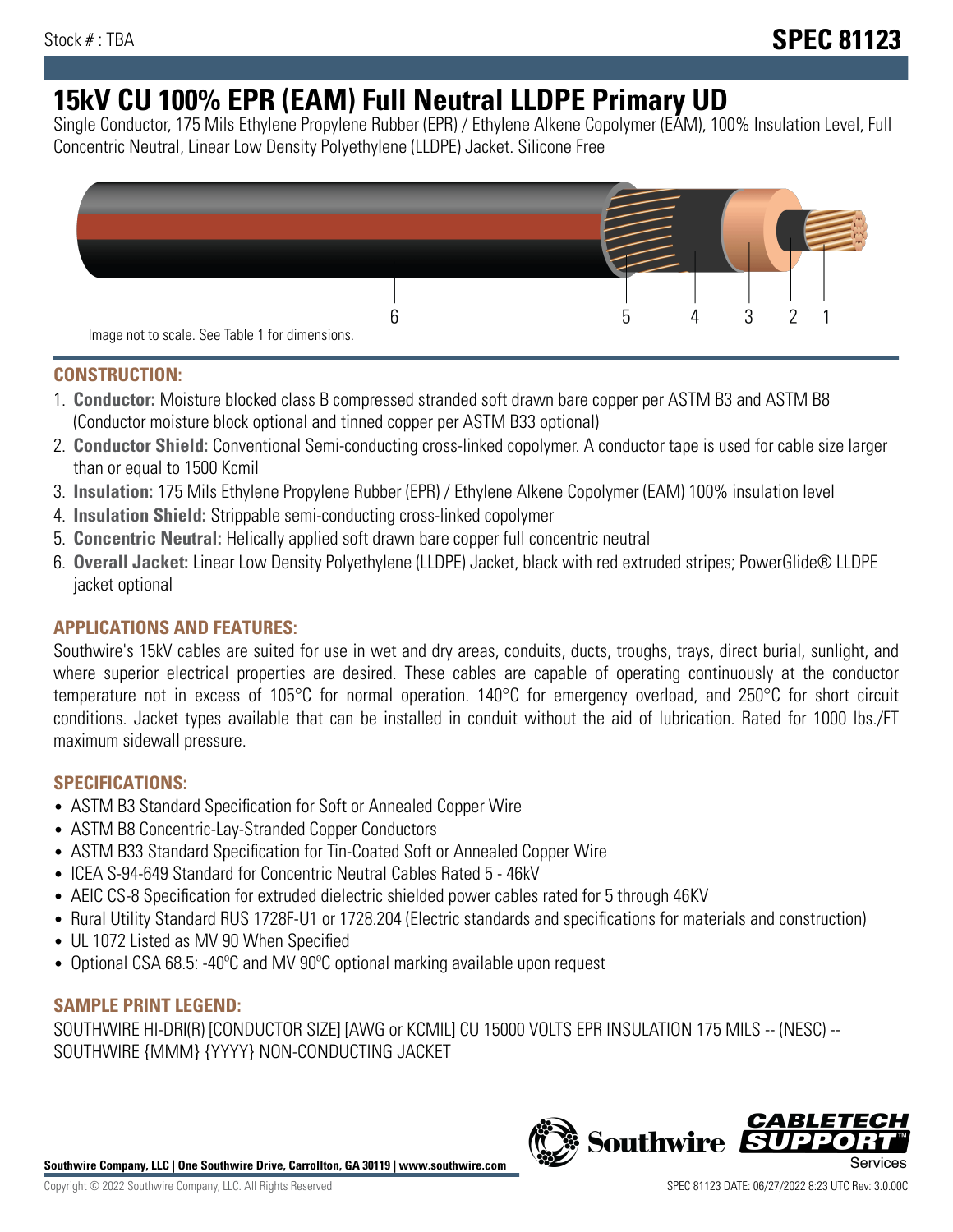Stock # : TBA

# SPEC 81123

# 15kV CU 100% EPR (EAM) Full Neutral LLDPE Primary UD

Single Conductor, 175 Mils Ethylene Propylene Rubber (EPR) / Ethylene Alkene Copolymer (EAM), 100% Insulation Level, Full Concentric Neutral, Linear Low Density Polyethylene (LLDPE) Jacket. Silicone Free

6 5 4 3 2 1

Image not to scale. See Table 1 for dimensions.

## CONSTRUCTION:

1. **Conductor:** Moisture blocked class B compressed stranded soft drawn bare copper per ASTM B3 and ASTM B8 (Conductor moisture block optional and tinned copper per ASTM B33 optional)
2. **Conductor Shield:** Conventional Semi-conducting cross-linked copolymer. A conductor tape is used for cable size larger than or equal to 1500 Kcmil
3. **Insulation:** 175 Mils Ethylene Propylene Rubber (EPR) / Ethylene Alkene Copolymer (EAM) 100% insulation level
4. **Insulation Shield:** Strippable semi-conducting cross-linked copolymer
5. **Concentric Neutral:** Helically applied soft drawn bare copper full concentric neutral
6. **Overall Jacket:** Linear Low Density Polyethylene (LLDPE) Jacket, black with red extruded stripes; PowerGlide® LLDPE jacket optional

## APPLICATIONS AND FEATURES:

Southwire's 15kV cables are suited for use in wet and dry areas, conduits, ducts, troughs, trays, direct burial, sunlight, and where superior electrical properties are desired. These cables are capable of operating continuously at the conductor temperature not in excess of 105°C for normal operation. 140°C for emergency overload, and 250°C for short circuit conditions. Jacket types available that can be installed in conduit without the aid of lubrication. Rated for 1000 lbs./FT maximum sidewall pressure.

## SPECIFICATIONS:

- ASTM B3 Standard Specification for Soft or Annealed Copper Wire
- ASTM B8 Concentric-Lay-Stranded Copper Conductors
- ASTM B33 Standard Specification for Tin-Coated Soft or Annealed Copper Wire
- ICEA S-94-649 Standard for Concentric Neutral Cables Rated 5 - 46kV
- AEIC CS-8 Specification for extruded dielectric shielded power cables rated for 5 through 46KV
- Rural Utility Standard RUS 1728F-U1 or 1728.204 (Electric standards and specifications for materials and construction)
- UL 1072 Listed as MV 90 When Specified
- Optional CSA 68.5: -40ºC and MV 90ºC optional marking available upon request

## SAMPLE PRINT LEGEND:

SOUTHWIRE HI-DRI(R) [CONDUCTOR SIZE] [AWG or KCMIL] CU 15000 VOLTS EPR INSULATION 175 MILS -- (NESC) -- SOUTHWIRE {MMM} {YYYY} NON-CONDUCTING JACKET

**Southwire Company, LLC | One Southwire Drive, Carrollton, GA 30119 | www.southwire.com**

Copyright © 2022 Southwire Company, LLC. All Rights Reserved

SPEC 81123 DATE: 06/27/2022 8:23 UTC Rev: 3.0.00C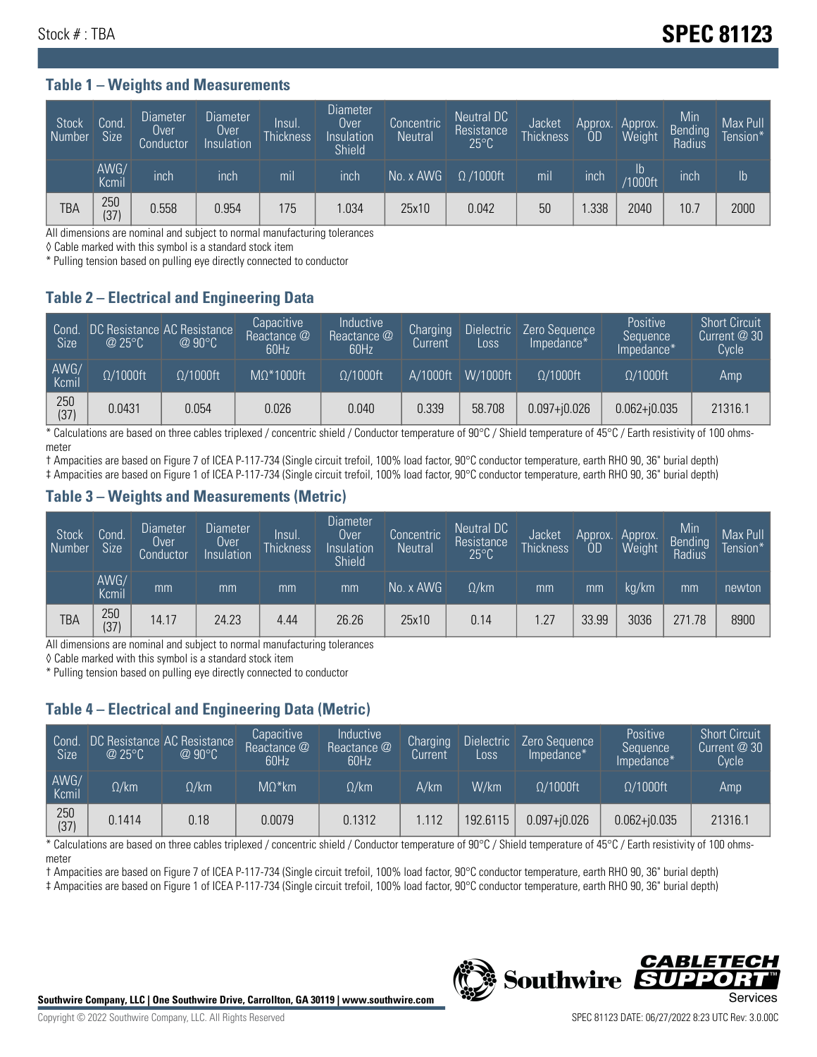Stock # : TBA

# SPEC 81123

### Table 1 – Weights and Measurements

| Stock Number | Cond. Size | Diameter Over Conductor | Diameter Over Insulation | Insul. Thickness | Diameter Over Insulation Shield | Concentric Neutral | Neutral DC Resistance 25°C | Jacket Thickness | Approx. OD | Approx. Weight | Min Bending Radius | Max Pull Tension* |
|---|---|---|---|---|---|---|---|---|---|---|---|---|
| | AWG/ Kcmil | inch | inch | mil | inch | No. x AWG | Ω /1000ft | mil | inch | lb /1000ft | inch | lb |
| TBA | 250 (37) | 0.558 | 0.954 | 175 | 1.034 | 25x10 | 0.042 | 50 | 1.338 | 2040 | 10.7 | 2000 |

All dimensions are nominal and subject to normal manufacturing tolerances

◊ Cable marked with this symbol is a standard stock item

* Pulling tension based on pulling eye directly connected to conductor

### Table 2 – Electrical and Engineering Data

| Cond. Size | DC Resistance @ 25°C | AC Resistance @ 90°C | Capacitive Reactance @ 60Hz | Inductive Reactance @ 60Hz | Charging Current | Dielectric Loss | Zero Sequence Impedance* | Positive Sequence Impedance* | Short Circuit Current @ 30 Cycle |
|---|---|---|---|---|---|---|---|---|---|
| AWG/ Kcmil | Ω/1000ft | Ω/1000ft | MΩ*1000ft | Ω/1000ft | A/1000ft | W/1000ft | Ω/1000ft | Ω/1000ft | Amp |
| 250 (37) | 0.0431 | 0.054 | 0.026 | 0.040 | 0.339 | 58.708 | 0.097+j0.026 | 0.062+j0.035 | 21316.1 |

* Calculations are based on three cables triplexed / concentric shield / Conductor temperature of 90°C / Shield temperature of 45°C / Earth resistivity of 100 ohms-meter

† Ampacities are based on Figure 7 of ICEA P-117-734 (Single circuit trefoil, 100% load factor, 90°C conductor temperature, earth RHO 90, 36" burial depth)

‡ Ampacities are based on Figure 1 of ICEA P-117-734 (Single circuit trefoil, 100% load factor, 90°C conductor temperature, earth RHO 90, 36" burial depth)

### Table 3 – Weights and Measurements (Metric)

| Stock Number | Cond. Size | Diameter Over Conductor | Diameter Over Insulation | Insul. Thickness | Diameter Over Insulation Shield | Concentric Neutral | Neutral DC Resistance 25°C | Jacket Thickness | Approx. OD | Approx. Weight | Min Bending Radius | Max Pull Tension* |
|---|---|---|---|---|---|---|---|---|---|---|---|---|
| | AWG/ Kcmil | mm | mm | mm | mm | No. x AWG | Ω/km | mm | mm | kg/km | mm | newton |
| TBA | 250 (37) | 14.17 | 24.23 | 4.44 | 26.26 | 25x10 | 0.14 | 1.27 | 33.99 | 3036 | 271.78 | 8900 |

All dimensions are nominal and subject to normal manufacturing tolerances

◊ Cable marked with this symbol is a standard stock item

* Pulling tension based on pulling eye directly connected to conductor

### Table 4 – Electrical and Engineering Data (Metric)

| Cond. Size | DC Resistance @ 25°C | AC Resistance @ 90°C | Capacitive Reactance @ 60Hz | Inductive Reactance @ 60Hz | Charging Current | Dielectric Loss | Zero Sequence Impedance* | Positive Sequence Impedance* | Short Circuit Current @ 30 Cycle |
|---|---|---|---|---|---|---|---|---|---|
| AWG/ Kcmil | Ω/km | Ω/km | MΩ*km | Ω/km | A/km | W/km | Ω/1000ft | Ω/1000ft | Amp |
| 250 (37) | 0.1414 | 0.18 | 0.0079 | 0.1312 | 1.112 | 192.6115 | 0.097+j0.026 | 0.062+j0.035 | 21316.1 |

* Calculations are based on three cables triplexed / concentric shield / Conductor temperature of 90°C / Shield temperature of 45°C / Earth resistivity of 100 ohms-meter

† Ampacities are based on Figure 7 of ICEA P-117-734 (Single circuit trefoil, 100% load factor, 90°C conductor temperature, earth RHO 90, 36" burial depth)

‡ Ampacities are based on Figure 1 of ICEA P-117-734 (Single circuit trefoil, 100% load factor, 90°C conductor temperature, earth RHO 90, 36" burial depth)

**Southwire Company, LLC | One Southwire Drive, Carrollton, GA 30119 | www.southwire.com**

Copyright © 2022 Southwire Company, LLC. All Rights Reserved

SPEC 81123 DATE: 06/27/2022 8:23 UTC Rev: 3.0.00C